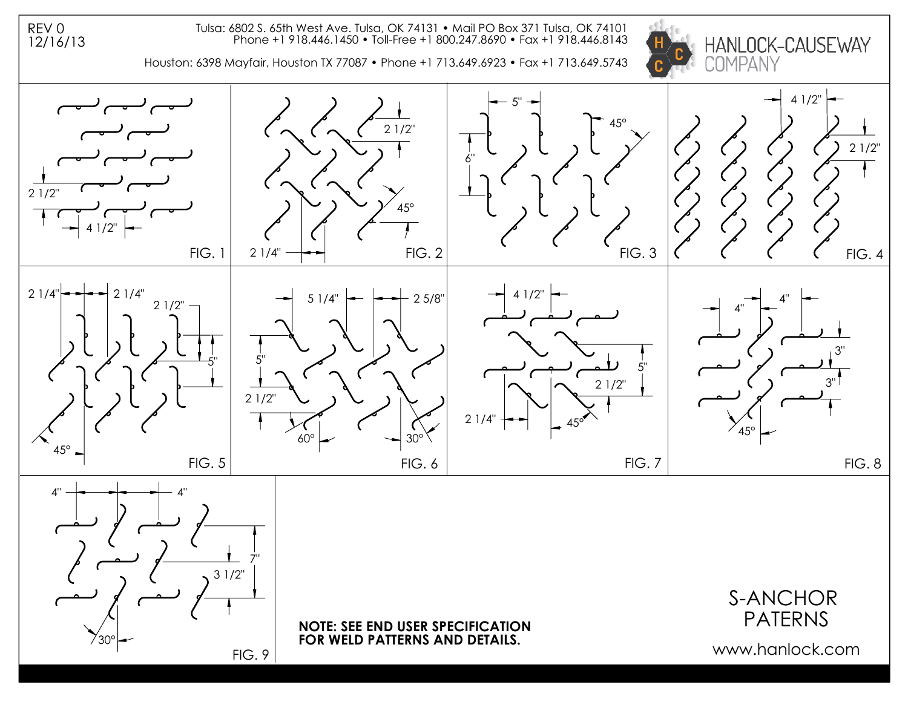REV 0
12/16/13

Tulsa: 6802 S. 65th West Ave. Tulsa, OK 74131 • Mail PO Box 371 Tulsa, OK 74101
Phone +1 918.446.1450 • Toll-Free +1 800.247.8690 • Fax +1 918.446.8143

Houston: 6398 Mayfair, Houston TX 77087 • Phone +1 713.649.6923 • Fax +1 713.649.5743

HANLOCK-CAUSEWAY COMPANY

2 1/2" 4 1/2"

FIG. 1

2 1/2" 45° 2 1/4"

FIG. 2

5" 45° 6"

FIG. 3

4 1/2" 2 1/2"

FIG. 4

2 1/4" 2 1/4" 2 1/2" 5" 45°

FIG. 5

5 1/4" 2 5/8" 5" 2 1/2" 60° 30°

FIG. 6

4 1/2" 5" 2 1/2" 2 1/4" 45°

FIG. 7

4" 4" 3" 3" 45°

FIG. 8

4" 4" 7" 3 1/2" 30°

FIG. 9

**NOTE: SEE END USER SPECIFICATION FOR WELD PATTERNS AND DETAILS.**

S-ANCHOR PATERNS

www.hanlock.com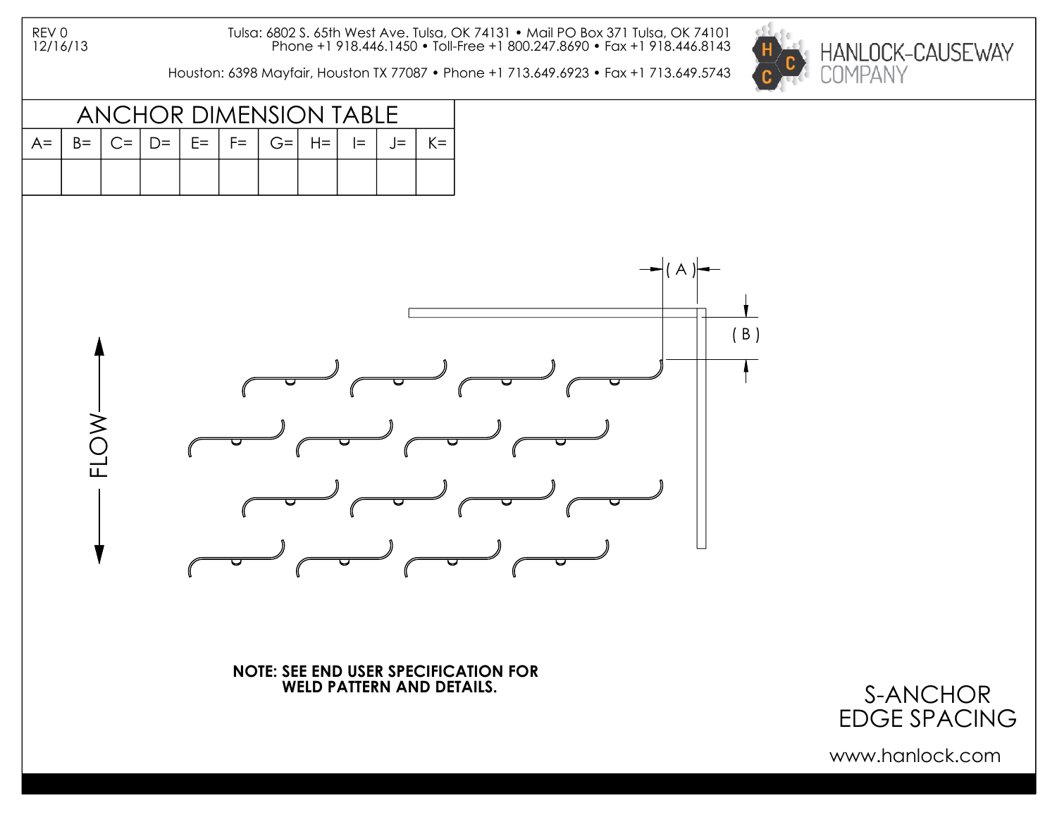REV 0
12/16/13

Tulsa: 6802 S. 65th West Ave. Tulsa, OK 74131 • Mail PO Box 371 Tulsa, OK 74101
Phone +1 918.446.1450 • Toll-Free +1 800.247.8690 • Fax +1 918.446.8143

Houston: 6398 Mayfair, Houston TX 77087 • Phone +1 713.649.6923 • Fax +1 713.649.5743

HANLOCK-CAUSEWAY COMPANY

## ANCHOR DIMENSION TABLE

| A= | B= | C= | D= | E= | F= | G= | H= | I= | J= | K= |
|---|---|---|---|---|---|---|---|---|---|---|
| | | | | | | | | | | |

( A )

( B )

FLOW

**NOTE: SEE END USER SPECIFICATION FOR WELD PATTERN AND DETAILS.**

# S-ANCHOR EDGE SPACING

www.hanlock.com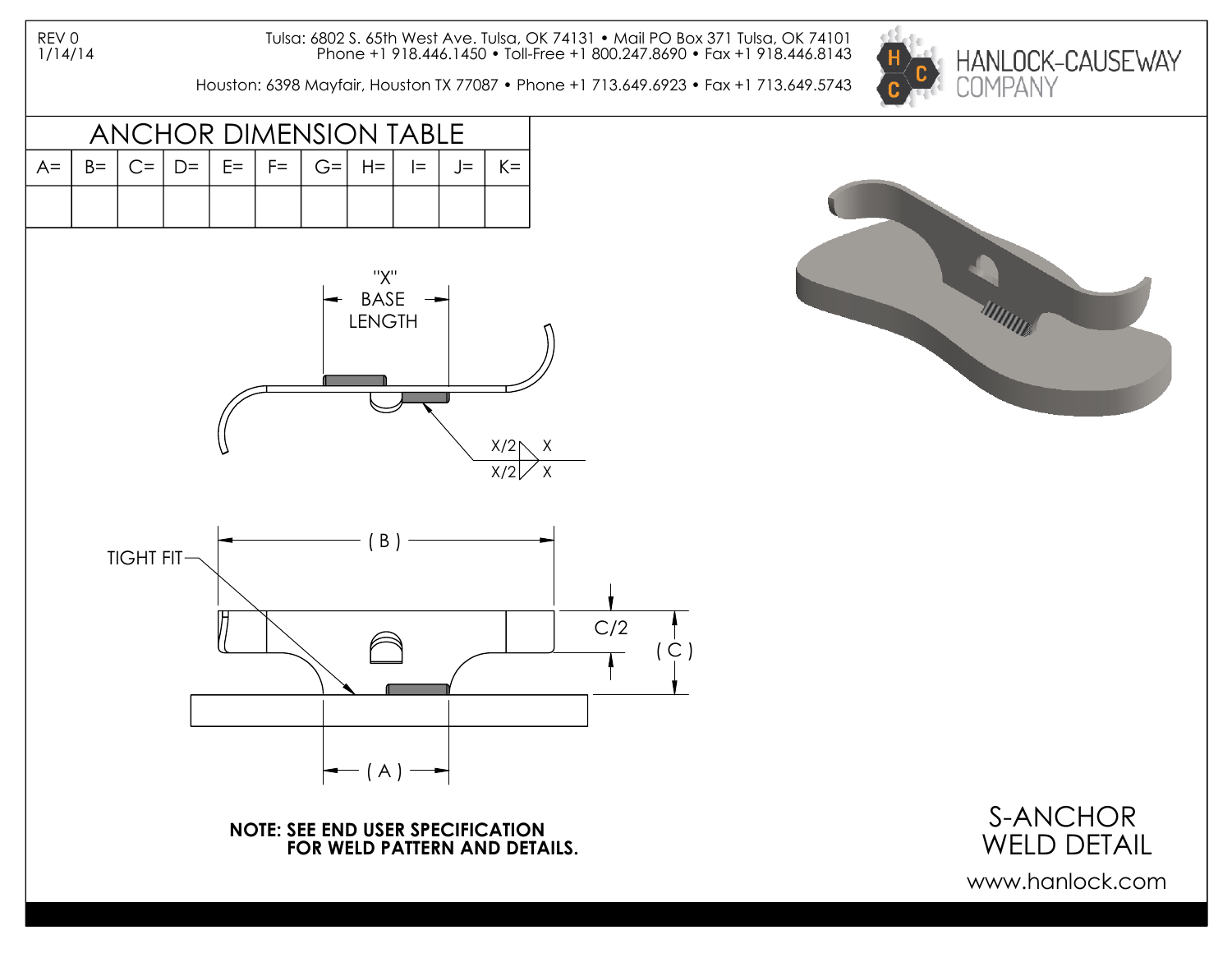REV 0
1/14/14

Tulsa: 6802 S. 65th West Ave. Tulsa, OK 74131 • Mail PO Box 371 Tulsa, OK 74101
Phone +1 918.446.1450 • Toll-Free +1 800.247.8690 • Fax +1 918.446.8143

Houston: 6398 Mayfair, Houston TX 77087 • Phone +1 713.649.6923 • Fax +1 713.649.5743

HANLOCK-CAUSEWAY COMPANY

## ANCHOR DIMENSION TABLE

| A= | B= | C= | D= | E= | F= | G= | H= | I= | J= | K= |
| --- | --- | --- | --- | --- | --- | --- | --- | --- | --- | --- |
| | | | | | | | | | | |

"X" BASE LENGTH

X/2 X
X/2 X

TIGHT FIT

( B )

C/2

( C )

( A )

**NOTE: SEE END USER SPECIFICATION FOR WELD PATTERN AND DETAILS.**

S-ANCHOR
WELD DETAIL

www.hanlock.com